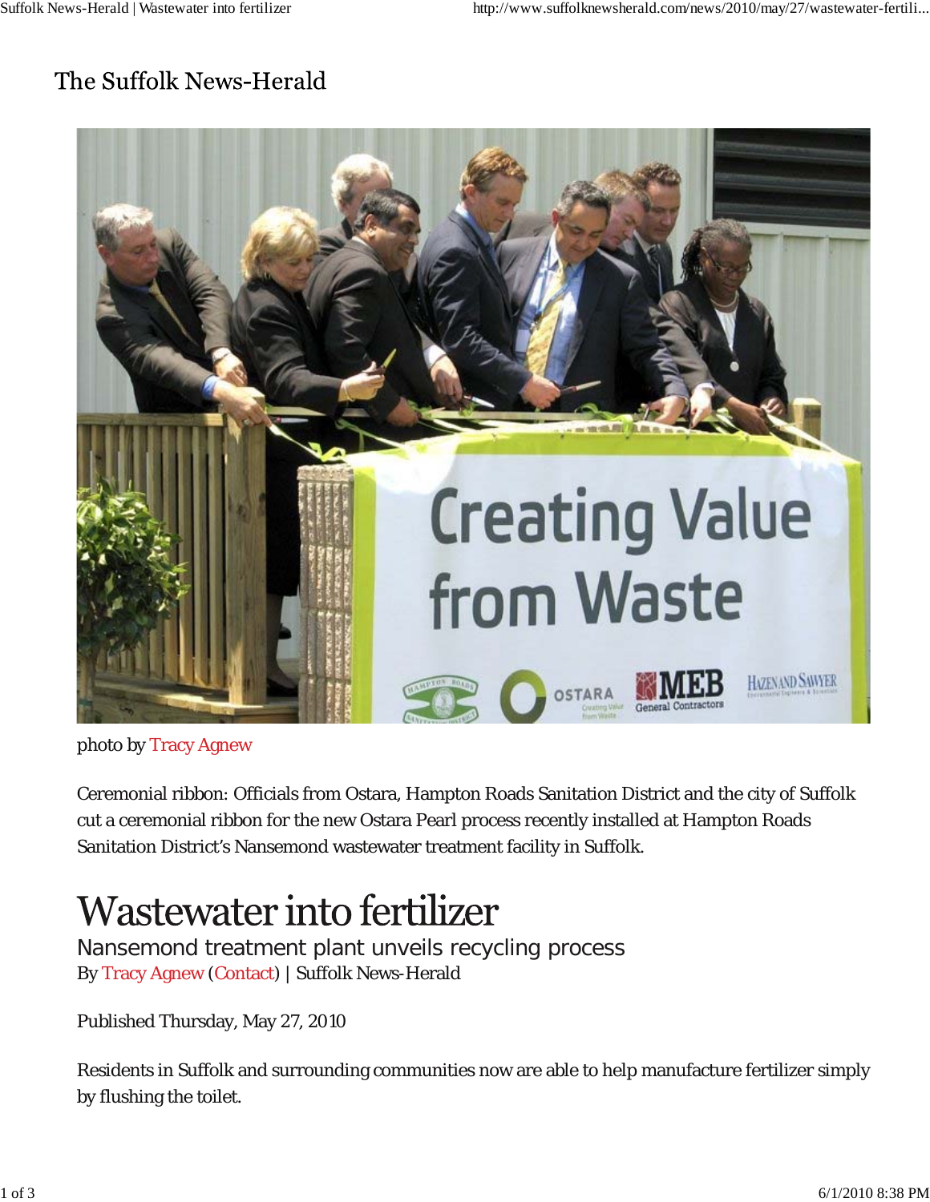The Suffolk News-Herald

photo by Tracy Agnew

Ceremonial ribbon: Officials from Ostara, Hampton Roads Sanitation District and the city of Suffolk cut a ceremonial ribbon for the new Ostara Pearl process recently installed at Hampton Roads Sanitation District's Nansemond wastewater treatment facility in Suffolk.

# Wastewater into fertilizer

## Nansemond treatment plant unveils recycling process

By Tracy Agnew (Contact) | Suffolk News-Herald

Published Thursday, May 27, 2010

Residents in Suffolk and surrounding communities now are able to help manufacture fertilizer simply by flushing the toilet.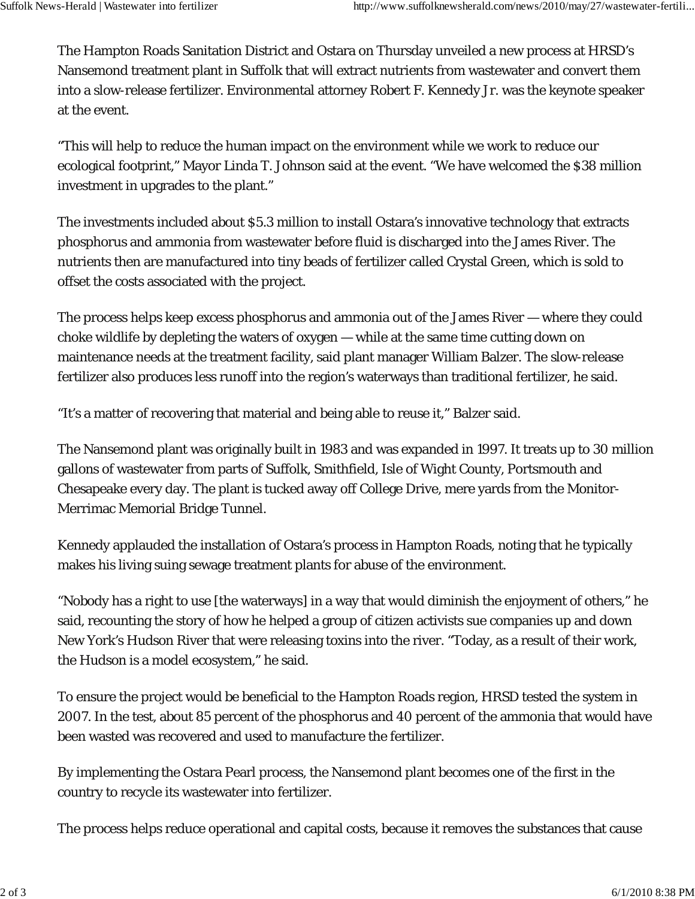The Hampton Roads Sanitation District and Ostara on Thursday unveiled a new process at HRSD's Nansemond treatment plant in Suffolk that will extract nutrients from wastewater and convert them into a slow-release fertilizer. Environmental attorney Robert F. Kennedy Jr. was the keynote speaker at the event.

"This will help to reduce the human impact on the environment while we work to reduce our ecological footprint," Mayor Linda T. Johnson said at the event. "We have welcomed the $38 million investment in upgrades to the plant."

The investments included about $5.3 million to install Ostara's innovative technology that extracts phosphorus and ammonia from wastewater before fluid is discharged into the James River. The nutrients then are manufactured into tiny beads of fertilizer called Crystal Green, which is sold to offset the costs associated with the project.

The process helps keep excess phosphorus and ammonia out of the James River — where they could choke wildlife by depleting the waters of oxygen — while at the same time cutting down on maintenance needs at the treatment facility, said plant manager William Balzer. The slow-release fertilizer also produces less runoff into the region's waterways than traditional fertilizer, he said.

"It's a matter of recovering that material and being able to reuse it," Balzer said.

The Nansemond plant was originally built in 1983 and was expanded in 1997. It treats up to 30 million gallons of wastewater from parts of Suffolk, Smithfield, Isle of Wight County, Portsmouth and Chesapeake every day. The plant is tucked away off College Drive, mere yards from the Monitor-Merrimac Memorial Bridge Tunnel.

Kennedy applauded the installation of Ostara's process in Hampton Roads, noting that he typically makes his living suing sewage treatment plants for abuse of the environment.

"Nobody has a right to use [the waterways] in a way that would diminish the enjoyment of others," he said, recounting the story of how he helped a group of citizen activists sue companies up and down New York's Hudson River that were releasing toxins into the river. "Today, as a result of their work, the Hudson is a model ecosystem," he said.

To ensure the project would be beneficial to the Hampton Roads region, HRSD tested the system in 2007. In the test, about 85 percent of the phosphorus and 40 percent of the ammonia that would have been wasted was recovered and used to manufacture the fertilizer.

By implementing the Ostara Pearl process, the Nansemond plant becomes one of the first in the country to recycle its wastewater into fertilizer.

The process helps reduce operational and capital costs, because it removes the substances that cause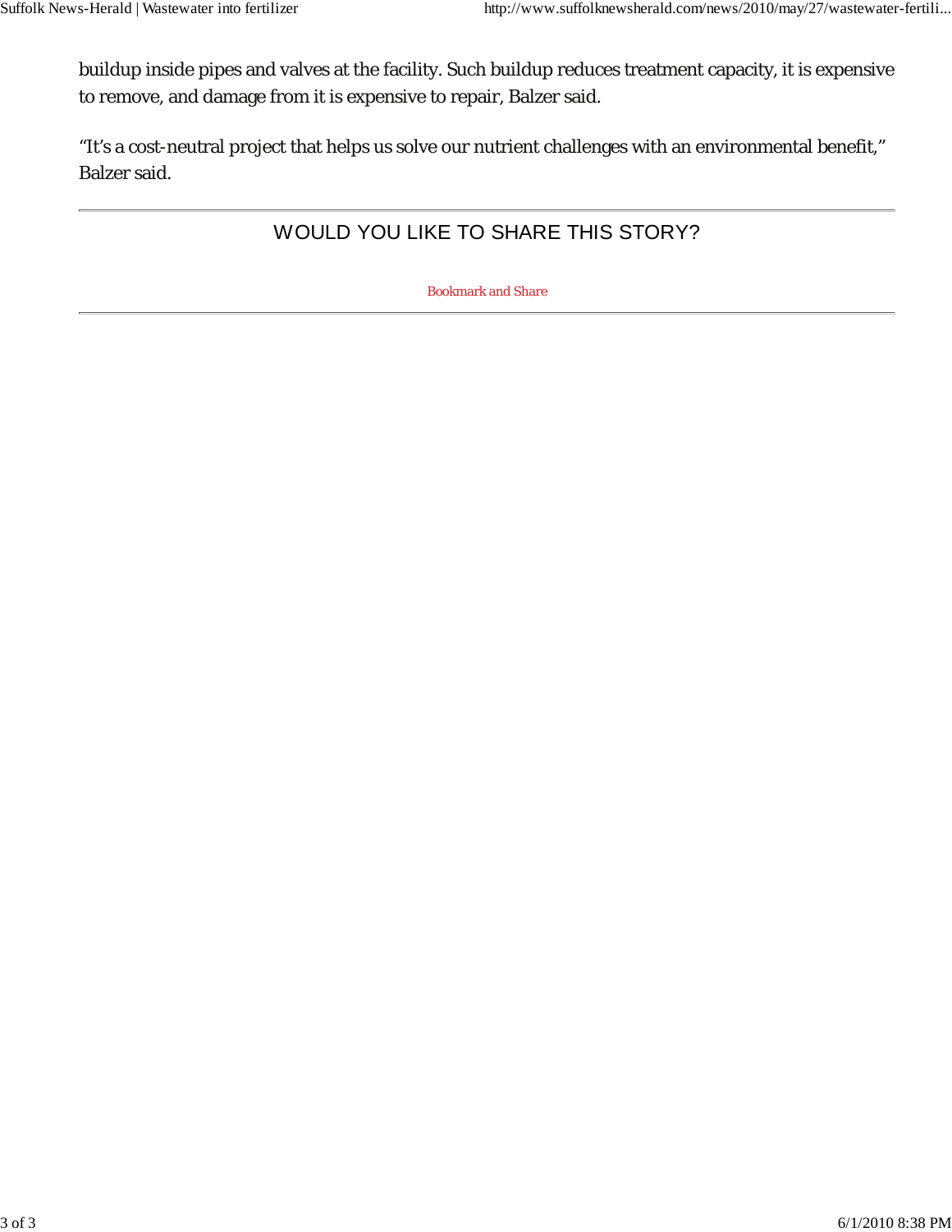buildup inside pipes and valves at the facility. Such buildup reduces treatment capacity, it is expensive to remove, and damage from it is expensive to repair, Balzer said.

"It's a cost-neutral project that helps us solve our nutrient challenges with an environmental benefit," Balzer said.

---

WOULD YOU LIKE TO SHARE THIS STORY?

Bookmark and Share

---